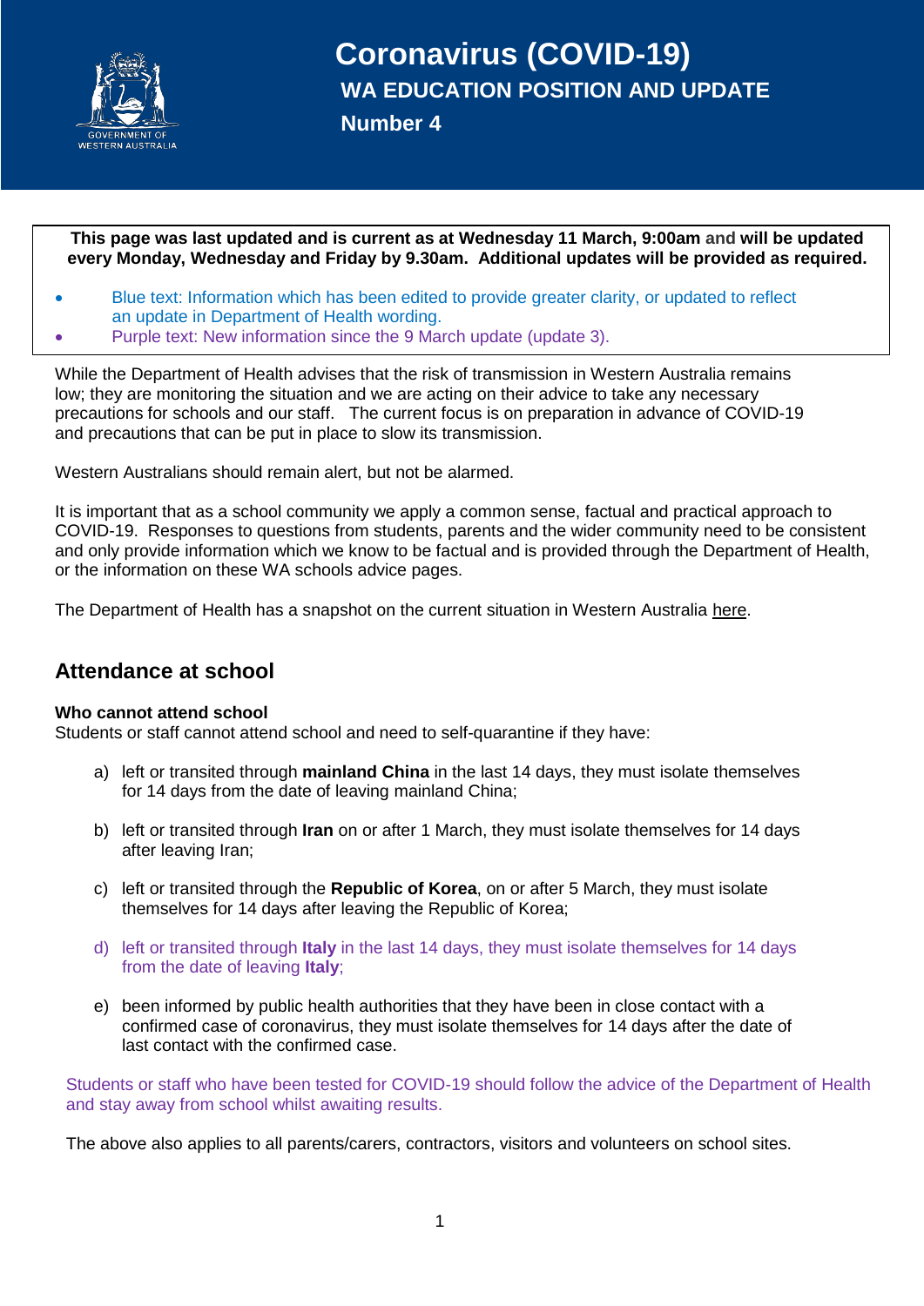# Coronavirus (COVID-19)

## WA EDUCATION POSITION AND UPDATE

## Number 4

**This page was last updated and is current as at Wednesday 11 March, 9:00am and will be updated every Monday, Wednesday and Friday by 9.30am. Additional updates will be provided as required.**

- Blue text: Information which has been edited to provide greater clarity, or updated to reflect an update in Department of Health wording.
- Purple text: New information since the 9 March update (update 3).

While the Department of Health advises that the risk of transmission in Western Australia remains low; they are monitoring the situation and we are acting on their advice to take any necessary precautions for schools and our staff. The current focus is on preparation in advance of COVID-19 and precautions that can be put in place to slow its transmission.

Western Australians should remain alert, but not be alarmed.

It is important that as a school community we apply a common sense, factual and practical approach to COVID-19. Responses to questions from students, parents and the wider community need to be consistent and only provide information which we know to be factual and is provided through the Department of Health, or the information on these WA schools advice pages.

The Department of Health has a snapshot on the current situation in Western Australia here.

## Attendance at school

**Who cannot attend school**

Students or staff cannot attend school and need to self-quarantine if they have:

a) left or transited through **mainland China** in the last 14 days, they must isolate themselves for 14 days from the date of leaving mainland China;

b) left or transited through **Iran** on or after 1 March, they must isolate themselves for 14 days after leaving Iran;

c) left or transited through the **Republic of Korea**, on or after 5 March, they must isolate themselves for 14 days after leaving the Republic of Korea;

d) left or transited through **Italy** in the last 14 days, they must isolate themselves for 14 days from the date of leaving **Italy**;

e) been informed by public health authorities that they have been in close contact with a confirmed case of coronavirus, they must isolate themselves for 14 days after the date of last contact with the confirmed case.

Students or staff who have been tested for COVID-19 should follow the advice of the Department of Health and stay away from school whilst awaiting results.

The above also applies to all parents/carers, contractors, visitors and volunteers on school sites.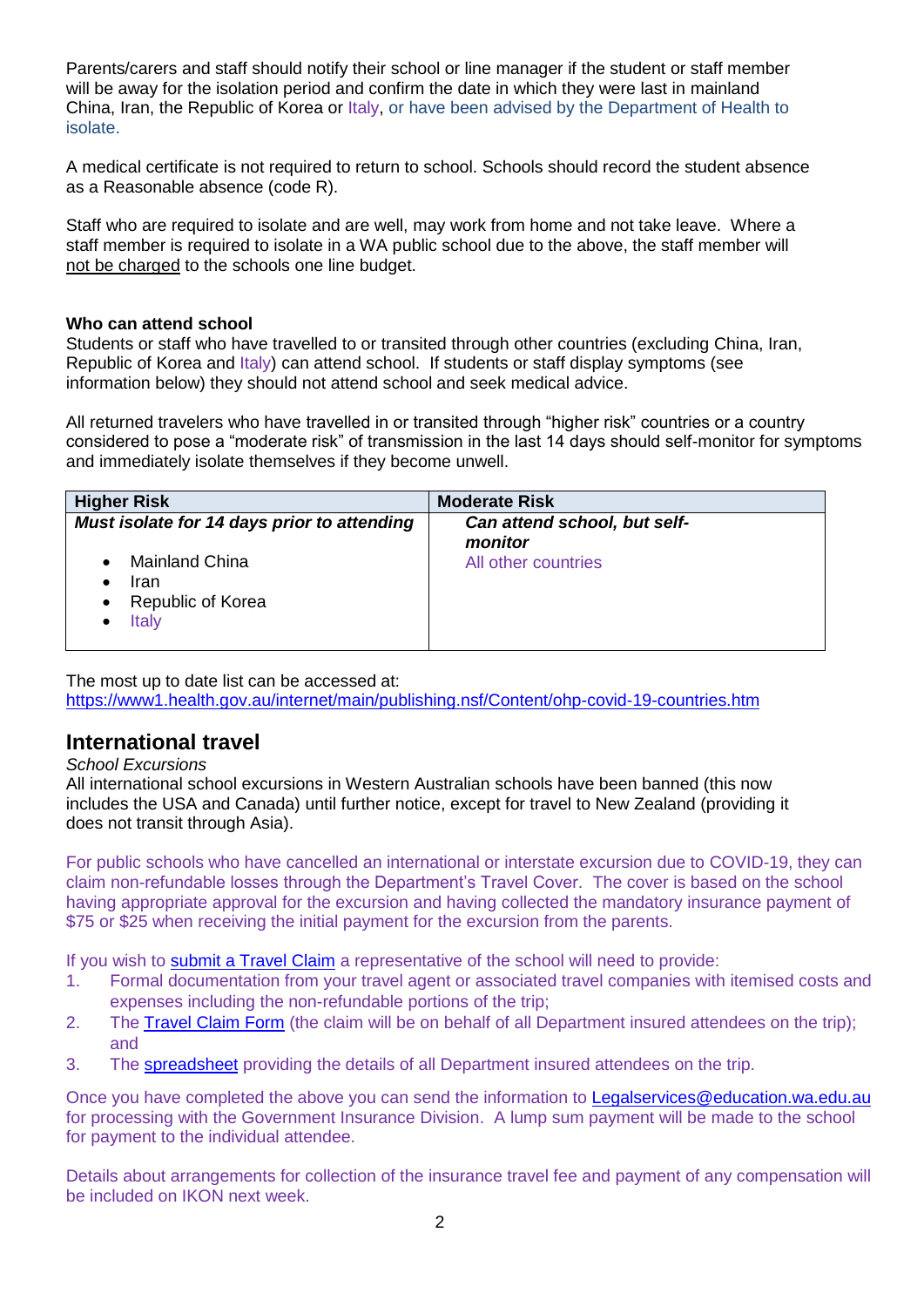Parents/carers and staff should notify their school or line manager if the student or staff member will be away for the isolation period and confirm the date in which they were last in mainland China, Iran, the Republic of Korea or Italy, or have been advised by the Department of Health to isolate.

A medical certificate is not required to return to school. Schools should record the student absence as a Reasonable absence (code R).

Staff who are required to isolate and are well, may work from home and not take leave. Where a staff member is required to isolate in a WA public school due to the above, the staff member will not be charged to the schools one line budget.

**Who can attend school**

Students or staff who have travelled to or transited through other countries (excluding China, Iran, Republic of Korea and Italy) can attend school. If students or staff display symptoms (see information below) they should not attend school and seek medical advice.

All returned travelers who have travelled in or transited through "higher risk" countries or a country considered to pose a "moderate risk" of transmission in the last 14 days should self-monitor for symptoms and immediately isolate themselves if they become unwell.

| Higher Risk | Moderate Risk |
| --- | --- |
| ***Must isolate for 14 days prior to attending*** <br> • Mainland China <br> • Iran <br> • Republic of Korea <br> • Italy | ***Can attend school, but self-monitor*** <br> All other countries |

The most up to date list can be accessed at:
https://www1.health.gov.au/internet/main/publishing.nsf/Content/ohp-covid-19-countries.htm

## International travel

*School Excursions*

All international school excursions in Western Australian schools have been banned (this now includes the USA and Canada) until further notice, except for travel to New Zealand (providing it does not transit through Asia).

For public schools who have cancelled an international or interstate excursion due to COVID-19, they can claim non-refundable losses through the Department's Travel Cover. The cover is based on the school having appropriate approval for the excursion and having collected the mandatory insurance payment of $75 or $25 when receiving the initial payment for the excursion from the parents.

If you wish to submit a Travel Claim a representative of the school will need to provide:

1. Formal documentation from your travel agent or associated travel companies with itemised costs and expenses including the non-refundable portions of the trip;
2. The Travel Claim Form (the claim will be on behalf of all Department insured attendees on the trip); and
3. The spreadsheet providing the details of all Department insured attendees on the trip.

Once you have completed the above you can send the information to Legalservices@education.wa.edu.au for processing with the Government Insurance Division. A lump sum payment will be made to the school for payment to the individual attendee.

Details about arrangements for collection of the insurance travel fee and payment of any compensation will be included on IKON next week.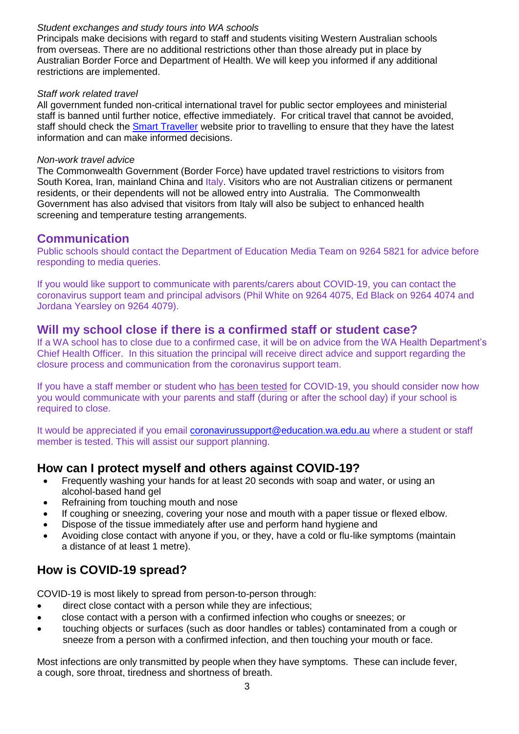*Student exchanges and study tours into WA schools*

Principals make decisions with regard to staff and students visiting Western Australian schools from overseas. There are no additional restrictions other than those already put in place by Australian Border Force and Department of Health. We will keep you informed if any additional restrictions are implemented.

*Staff work related travel*

All government funded non-critical international travel for public sector employees and ministerial staff is banned until further notice, effective immediately. For critical travel that cannot be avoided, staff should check the [Smart Traveller]() website prior to travelling to ensure that they have the latest information and can make informed decisions.

*Non-work travel advice*

The Commonwealth Government (Border Force) have updated travel restrictions to visitors from South Korea, Iran, mainland China and Italy. Visitors who are not Australian citizens or permanent residents, or their dependents will not be allowed entry into Australia. The Commonwealth Government has also advised that visitors from Italy will also be subject to enhanced health screening and temperature testing arrangements.

## Communication

Public schools should contact the Department of Education Media Team on 9264 5821 for advice before responding to media queries.

If you would like support to communicate with parents/carers about COVID-19, you can contact the coronavirus support team and principal advisors (Phil White on 9264 4075, Ed Black on 9264 4074 and Jordana Yearsley on 9264 4079).

## Will my school close if there is a confirmed staff or student case?

If a WA school has to close due to a confirmed case, it will be on advice from the WA Health Department's Chief Health Officer. In this situation the principal will receive direct advice and support regarding the closure process and communication from the coronavirus support team.

If you have a staff member or student who has been tested for COVID-19, you should consider now how you would communicate with your parents and staff (during or after the school day) if your school is required to close.

It would be appreciated if you email [coronavirussupport@education.wa.edu.au](mailto:coronavirussupport@education.wa.edu.au) where a student or staff member is tested. This will assist our support planning.

## How can I protect myself and others against COVID-19?

- Frequently washing your hands for at least 20 seconds with soap and water, or using an alcohol-based hand gel
- Refraining from touching mouth and nose
- If coughing or sneezing, covering your nose and mouth with a paper tissue or flexed elbow.
- Dispose of the tissue immediately after use and perform hand hygiene and
- Avoiding close contact with anyone if you, or they, have a cold or flu-like symptoms (maintain a distance of at least 1 metre).

## How is COVID-19 spread?

COVID-19 is most likely to spread from person-to-person through:

- direct close contact with a person while they are infectious;
- close contact with a person with a confirmed infection who coughs or sneezes; or
- touching objects or surfaces (such as door handles or tables) contaminated from a cough or sneeze from a person with a confirmed infection, and then touching your mouth or face.

Most infections are only transmitted by people when they have symptoms. These can include fever, a cough, sore throat, tiredness and shortness of breath.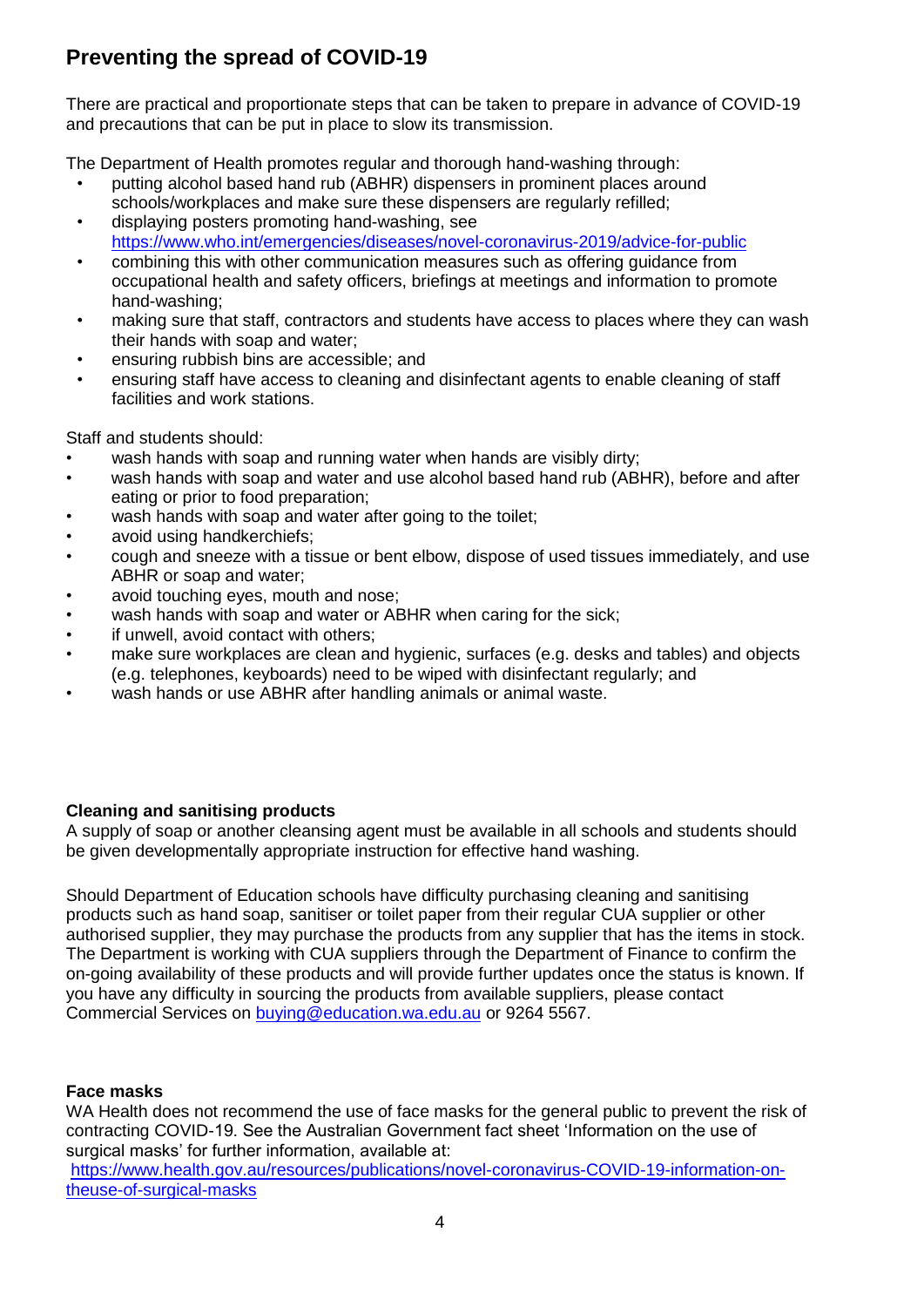## Preventing the spread of COVID-19

There are practical and proportionate steps that can be taken to prepare in advance of COVID-19 and precautions that can be put in place to slow its transmission.

The Department of Health promotes regular and thorough hand-washing through:

- putting alcohol based hand rub (ABHR) dispensers in prominent places around schools/workplaces and make sure these dispensers are regularly refilled;
- displaying posters promoting hand-washing, see https://www.who.int/emergencies/diseases/novel-coronavirus-2019/advice-for-public
- combining this with other communication measures such as offering guidance from occupational health and safety officers, briefings at meetings and information to promote hand-washing;
- making sure that staff, contractors and students have access to places where they can wash their hands with soap and water;
- ensuring rubbish bins are accessible; and
- ensuring staff have access to cleaning and disinfectant agents to enable cleaning of staff facilities and work stations.

Staff and students should:

- wash hands with soap and running water when hands are visibly dirty;
- wash hands with soap and water and use alcohol based hand rub (ABHR), before and after eating or prior to food preparation;
- wash hands with soap and water after going to the toilet;
- avoid using handkerchiefs;
- cough and sneeze with a tissue or bent elbow, dispose of used tissues immediately, and use ABHR or soap and water;
- avoid touching eyes, mouth and nose;
- wash hands with soap and water or ABHR when caring for the sick;
- if unwell, avoid contact with others;
- make sure workplaces are clean and hygienic, surfaces (e.g. desks and tables) and objects (e.g. telephones, keyboards) need to be wiped with disinfectant regularly; and
- wash hands or use ABHR after handling animals or animal waste.

**Cleaning and sanitising products**

A supply of soap or another cleansing agent must be available in all schools and students should be given developmentally appropriate instruction for effective hand washing.

Should Department of Education schools have difficulty purchasing cleaning and sanitising products such as hand soap, sanitiser or toilet paper from their regular CUA supplier or other authorised supplier, they may purchase the products from any supplier that has the items in stock. The Department is working with CUA suppliers through the Department of Finance to confirm the on-going availability of these products and will provide further updates once the status is known. If you have any difficulty in sourcing the products from available suppliers, please contact Commercial Services on buying@education.wa.edu.au or 9264 5567.

**Face masks**

WA Health does not recommend the use of face masks for the general public to prevent the risk of contracting COVID-19. See the Australian Government fact sheet 'Information on the use of surgical masks' for further information, available at:
https://www.health.gov.au/resources/publications/novel-coronavirus-COVID-19-information-on-theuse-of-surgical-masks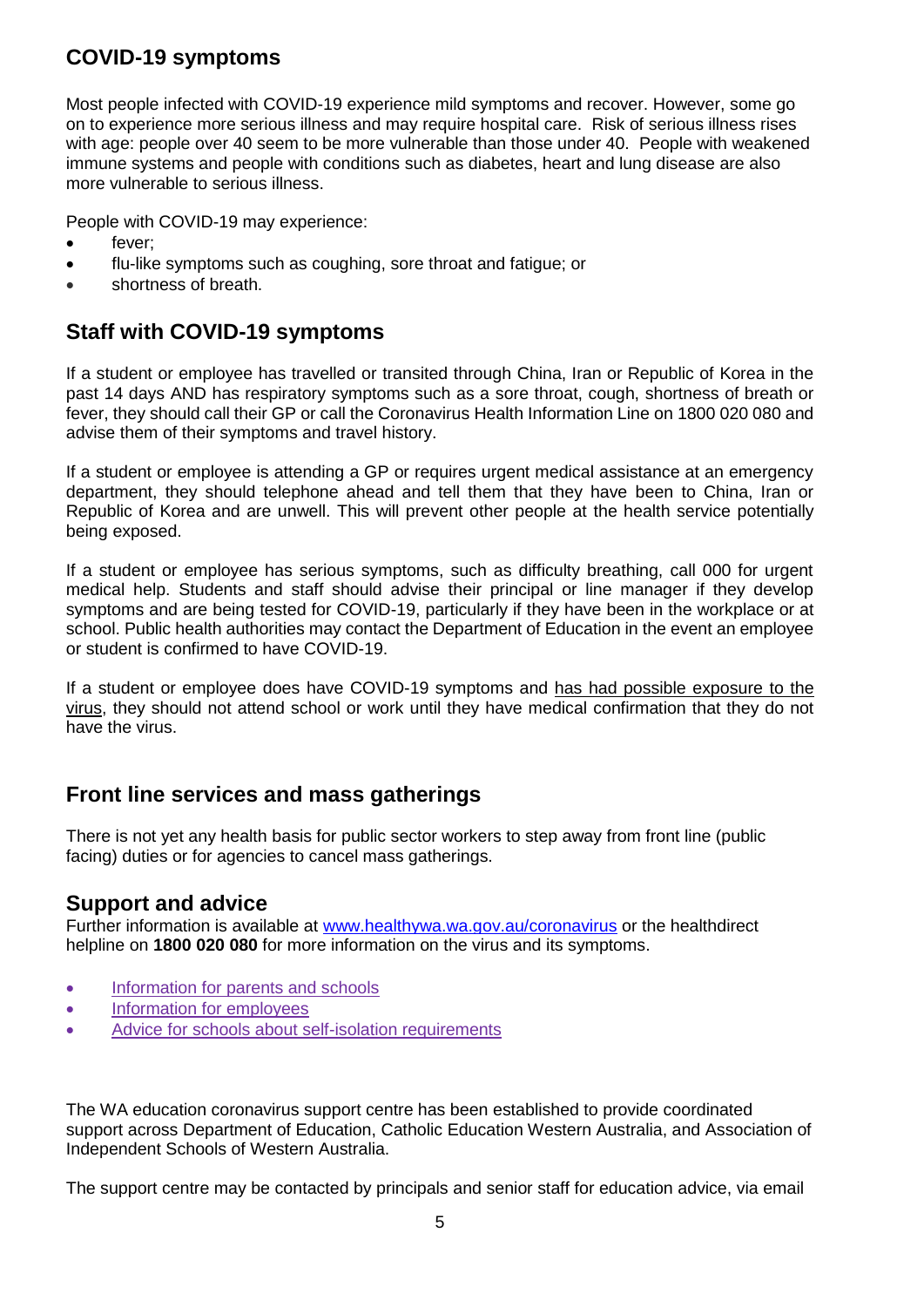## COVID-19 symptoms

Most people infected with COVID-19 experience mild symptoms and recover. However, some go on to experience more serious illness and may require hospital care. Risk of serious illness rises with age: people over 40 seem to be more vulnerable than those under 40. People with weakened immune systems and people with conditions such as diabetes, heart and lung disease are also more vulnerable to serious illness.

People with COVID-19 may experience:

- fever;
- flu-like symptoms such as coughing, sore throat and fatigue; or
- shortness of breath.

## Staff with COVID-19 symptoms

If a student or employee has travelled or transited through China, Iran or Republic of Korea in the past 14 days AND has respiratory symptoms such as a sore throat, cough, shortness of breath or fever, they should call their GP or call the Coronavirus Health Information Line on 1800 020 080 and advise them of their symptoms and travel history.

If a student or employee is attending a GP or requires urgent medical assistance at an emergency department, they should telephone ahead and tell them that they have been to China, Iran or Republic of Korea and are unwell. This will prevent other people at the health service potentially being exposed.

If a student or employee has serious symptoms, such as difficulty breathing, call 000 for urgent medical help. Students and staff should advise their principal or line manager if they develop symptoms and are being tested for COVID-19, particularly if they have been in the workplace or at school. Public health authorities may contact the Department of Education in the event an employee or student is confirmed to have COVID-19.

If a student or employee does have COVID-19 symptoms and has had possible exposure to the virus, they should not attend school or work until they have medical confirmation that they do not have the virus.

## Front line services and mass gatherings

There is not yet any health basis for public sector workers to step away from front line (public facing) duties or for agencies to cancel mass gatherings.

## Support and advice

Further information is available at www.healthywa.wa.gov.au/coronavirus or the healthdirect helpline on **1800 020 080** for more information on the virus and its symptoms.

- Information for parents and schools
- Information for employees
- Advice for schools about self-isolation requirements

The WA education coronavirus support centre has been established to provide coordinated support across Department of Education, Catholic Education Western Australia, and Association of Independent Schools of Western Australia.

The support centre may be contacted by principals and senior staff for education advice, via email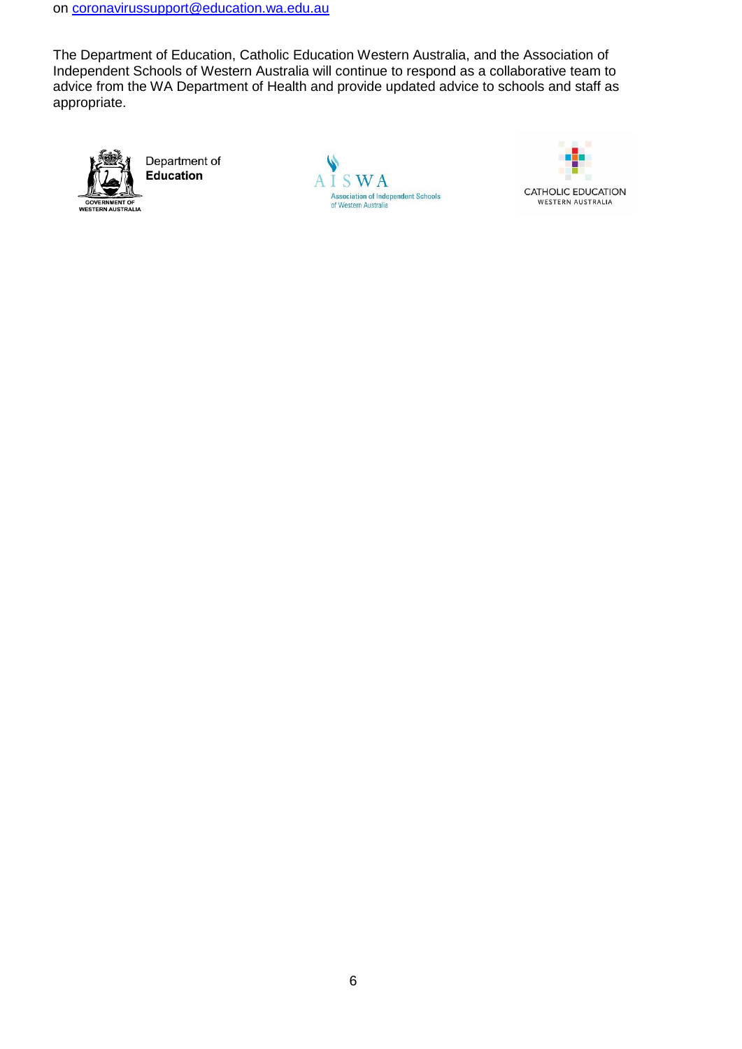on [coronavirussupport@education.wa.edu.au](mailto:coronavirussupport@education.wa.edu.au)

The Department of Education, Catholic Education Western Australia, and the Association of Independent Schools of Western Australia will continue to respond as a collaborative team to advice from the WA Department of Health and provide updated advice to schools and staff as appropriate.

Department of **Education**

GOVERNMENT OF WESTERN AUSTRALIA

AISWA

Association of Independent Schools of Western Australia

CATHOLIC EDUCATION WESTERN AUSTRALIA